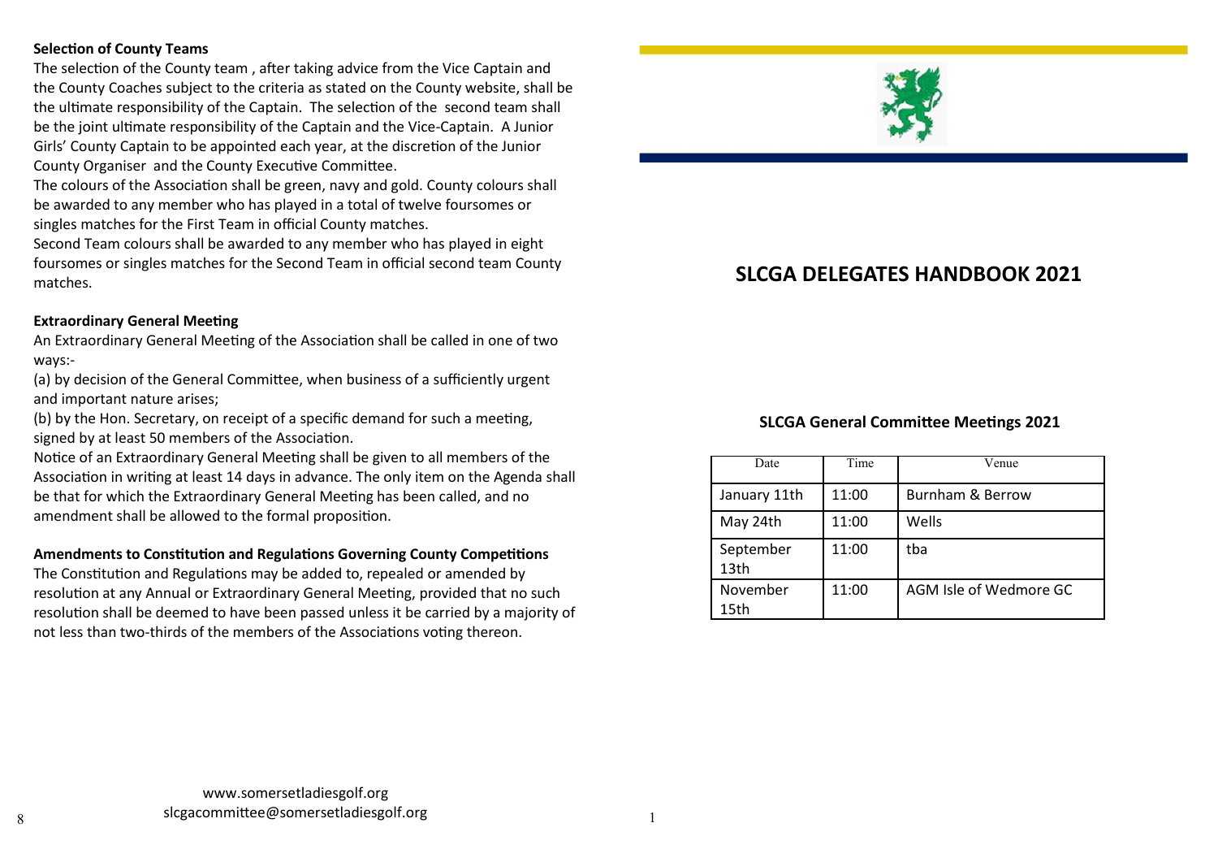**Selection of County Teams**

The selection of the County team , after taking advice from the Vice Captain and the County Coaches subject to the criteria as stated on the County website, shall be the ultimate responsibility of the Captain. The selection of the second team shall be the joint ultimate responsibility of the Captain and the Vice-Captain. A Junior Girls' County Captain to be appointed each year, at the discretion of the Junior County Organiser and the County Executive Committee.

The colours of the Association shall be green, navy and gold. County colours shall be awarded to any member who has played in a total of twelve foursomes or singles matches for the First Team in official County matches.

Second Team colours shall be awarded to any member who has played in eight foursomes or singles matches for the Second Team in official second team County matches.

**Extraordinary General Meeting**

An Extraordinary General Meeting of the Association shall be called in one of two ways:-

(a) by decision of the General Committee, when business of a sufficiently urgent and important nature arises;

(b) by the Hon. Secretary, on receipt of a specific demand for such a meeting, signed by at least 50 members of the Association.

Notice of an Extraordinary General Meeting shall be given to all members of the Association in writing at least 14 days in advance. The only item on the Agenda shall be that for which the Extraordinary General Meeting has been called, and no amendment shall be allowed to the formal proposition.

**Amendments to Constitution and Regulations Governing County Competitions**

The Constitution and Regulations may be added to, repealed or amended by resolution at any Annual or Extraordinary General Meeting, provided that no such resolution shall be deemed to have been passed unless it be carried by a majority of not less than two-thirds of the members of the Associations voting thereon.

www.somersetladiesgolf.org
slcgacommittee@somersetladiesgolf.org

# SLCGA DELEGATES HANDBOOK 2021

**SLCGA General Committee Meetings 2021**

| Date | Time | Venue |
| --- | --- | --- |
| January 11th | 11:00 | Burnham & Berrow |
| May 24th | 11:00 | Wells |
| September 13th | 11:00 | tba |
| November 15th | 11:00 | AGM Isle of Wedmore GC |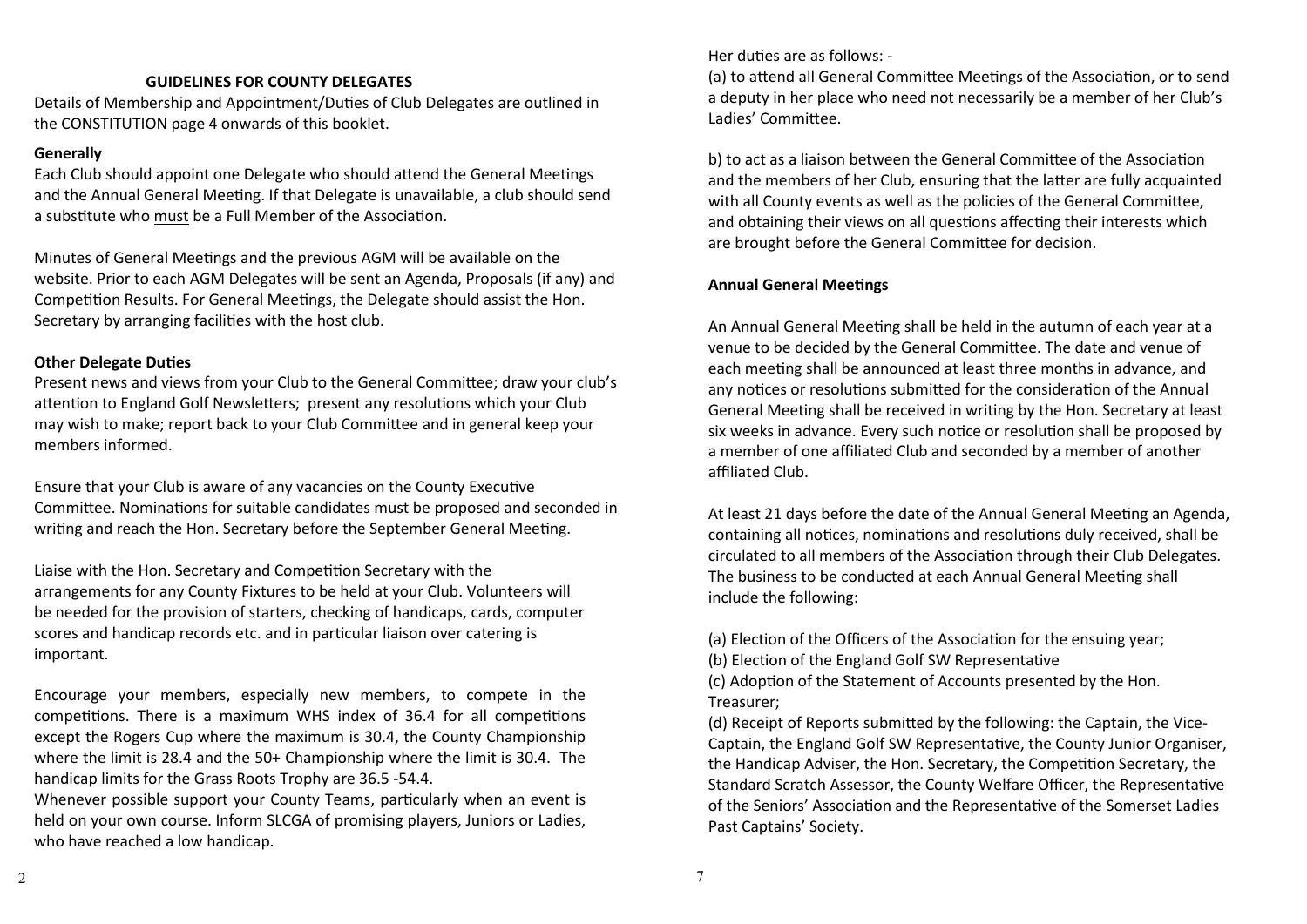## GUIDELINES FOR COUNTY DELEGATES

Details of Membership and Appointment/Duties of Club Delegates are outlined in the CONSTITUTION page 4 onwards of this booklet.

### Generally

Each Club should appoint one Delegate who should attend the General Meetings and the Annual General Meeting. If that Delegate is unavailable, a club should send a substitute who must be a Full Member of the Association.

Minutes of General Meetings and the previous AGM will be available on the website. Prior to each AGM Delegates will be sent an Agenda, Proposals (if any) and Competition Results. For General Meetings, the Delegate should assist the Hon. Secretary by arranging facilities with the host club.

### Other Delegate Duties

Present news and views from your Club to the General Committee; draw your club's attention to England Golf Newsletters; present any resolutions which your Club may wish to make; report back to your Club Committee and in general keep your members informed.

Ensure that your Club is aware of any vacancies on the County Executive Committee. Nominations for suitable candidates must be proposed and seconded in writing and reach the Hon. Secretary before the September General Meeting.

Liaise with the Hon. Secretary and Competition Secretary with the arrangements for any County Fixtures to be held at your Club. Volunteers will be needed for the provision of starters, checking of handicaps, cards, computer scores and handicap records etc. and in particular liaison over catering is important.

Encourage your members, especially new members, to compete in the competitions. There is a maximum WHS index of 36.4 for all competitions except the Rogers Cup where the maximum is 30.4, the County Championship where the limit is 28.4 and the 50+ Championship where the limit is 30.4. The handicap limits for the Grass Roots Trophy are 36.5 -54.4.

Whenever possible support your County Teams, particularly when an event is held on your own course. Inform SLCGA of promising players, Juniors or Ladies, who have reached a low handicap.

Her duties are as follows: -

(a) to attend all General Committee Meetings of the Association, or to send a deputy in her place who need not necessarily be a member of her Club's Ladies' Committee.

b) to act as a liaison between the General Committee of the Association and the members of her Club, ensuring that the latter are fully acquainted with all County events as well as the policies of the General Committee, and obtaining their views on all questions affecting their interests which are brought before the General Committee for decision.

### Annual General Meetings

An Annual General Meeting shall be held in the autumn of each year at a venue to be decided by the General Committee. The date and venue of each meeting shall be announced at least three months in advance, and any notices or resolutions submitted for the consideration of the Annual General Meeting shall be received in writing by the Hon. Secretary at least six weeks in advance. Every such notice or resolution shall be proposed by a member of one affiliated Club and seconded by a member of another affiliated Club.

At least 21 days before the date of the Annual General Meeting an Agenda, containing all notices, nominations and resolutions duly received, shall be circulated to all members of the Association through their Club Delegates. The business to be conducted at each Annual General Meeting shall include the following:

(a) Election of the Officers of the Association for the ensuing year;
(b) Election of the England Golf SW Representative
(c) Adoption of the Statement of Accounts presented by the Hon. Treasurer;
(d) Receipt of Reports submitted by the following: the Captain, the Vice-Captain, the England Golf SW Representative, the County Junior Organiser, the Handicap Adviser, the Hon. Secretary, the Competition Secretary, the Standard Scratch Assessor, the County Welfare Officer, the Representative of the Seniors' Association and the Representative of the Somerset Ladies Past Captains' Society.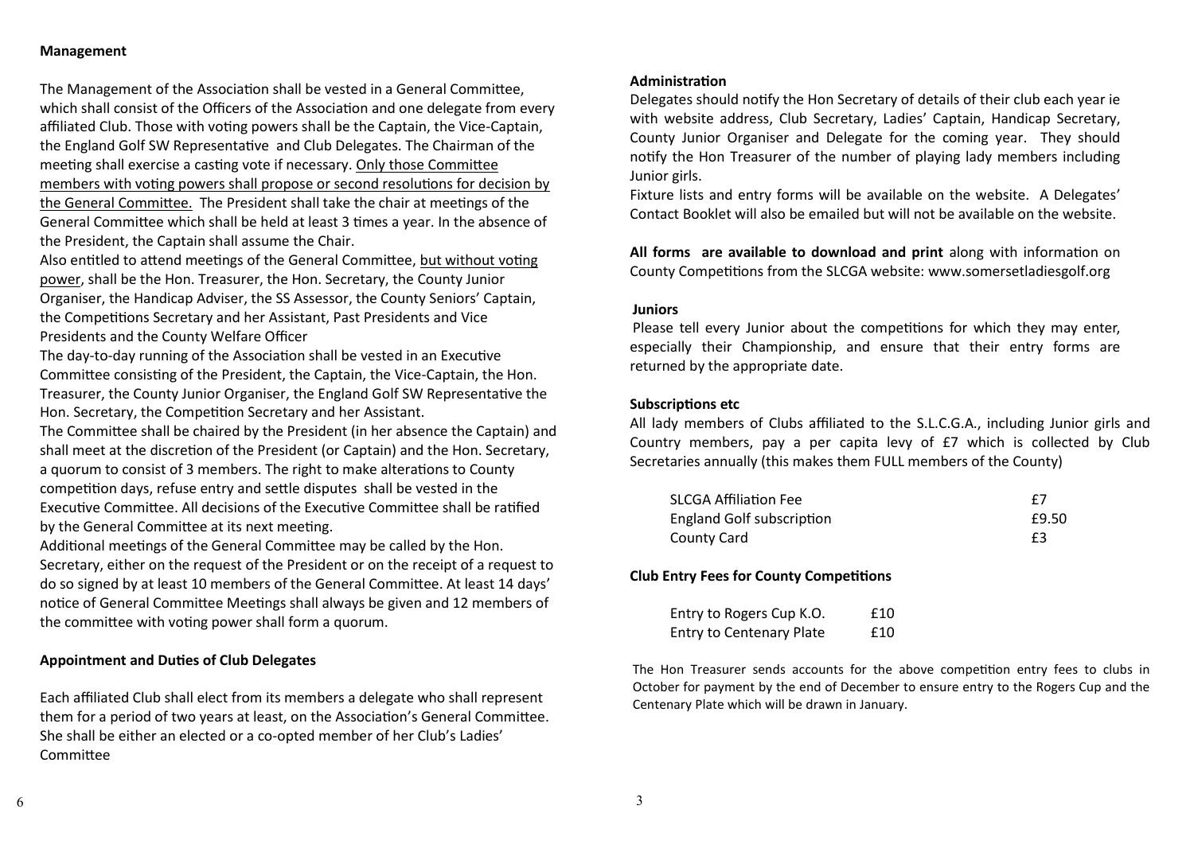**Management**

The Management of the Association shall be vested in a General Committee, which shall consist of the Officers of the Association and one delegate from every affiliated Club. Those with voting powers shall be the Captain, the Vice-Captain, the England Golf SW Representative and Club Delegates. The Chairman of the meeting shall exercise a casting vote if necessary. Only those Committee members with voting powers shall propose or second resolutions for decision by the General Committee. The President shall take the chair at meetings of the General Committee which shall be held at least 3 times a year. In the absence of the President, the Captain shall assume the Chair.

Also entitled to attend meetings of the General Committee, but without voting power, shall be the Hon. Treasurer, the Hon. Secretary, the County Junior Organiser, the Handicap Adviser, the SS Assessor, the County Seniors' Captain, the Competitions Secretary and her Assistant, Past Presidents and Vice Presidents and the County Welfare Officer

The day-to-day running of the Association shall be vested in an Executive Committee consisting of the President, the Captain, the Vice-Captain, the Hon. Treasurer, the County Junior Organiser, the England Golf SW Representative the Hon. Secretary, the Competition Secretary and her Assistant.

The Committee shall be chaired by the President (in her absence the Captain) and shall meet at the discretion of the President (or Captain) and the Hon. Secretary, a quorum to consist of 3 members. The right to make alterations to County competition days, refuse entry and settle disputes shall be vested in the Executive Committee. All decisions of the Executive Committee shall be ratified by the General Committee at its next meeting.

Additional meetings of the General Committee may be called by the Hon. Secretary, either on the request of the President or on the receipt of a request to do so signed by at least 10 members of the General Committee. At least 14 days' notice of General Committee Meetings shall always be given and 12 members of the committee with voting power shall form a quorum.

**Appointment and Duties of Club Delegates**

Each affiliated Club shall elect from its members a delegate who shall represent them for a period of two years at least, on the Association's General Committee. She shall be either an elected or a co-opted member of her Club's Ladies' Committee

**Administration**

Delegates should notify the Hon Secretary of details of their club each year ie with website address, Club Secretary, Ladies' Captain, Handicap Secretary, County Junior Organiser and Delegate for the coming year. They should notify the Hon Treasurer of the number of playing lady members including Junior girls.

Fixture lists and entry forms will be available on the website. A Delegates' Contact Booklet will also be emailed but will not be available on the website.

**All forms are available to download and print** along with information on County Competitions from the SLCGA website: www.somersetladiesgolf.org

**Juniors**

Please tell every Junior about the competitions for which they may enter, especially their Championship, and ensure that their entry forms are returned by the appropriate date.

**Subscriptions etc**

All lady members of Clubs affiliated to the S.L.C.G.A., including Junior girls and Country members, pay a per capita levy of £7 which is collected by Club Secretaries annually (this makes them FULL members of the County)

| | |
|---|---|
| SLCGA Affiliation Fee | £7 |
| England Golf subscription | £9.50 |
| County Card | £3 |

**Club Entry Fees for County Competitions**

| | |
|---|---|
| Entry to Rogers Cup K.O. | £10 |
| Entry to Centenary Plate | £10 |

The Hon Treasurer sends accounts for the above competition entry fees to clubs in October for payment by the end of December to ensure entry to the Rogers Cup and the Centenary Plate which will be drawn in January.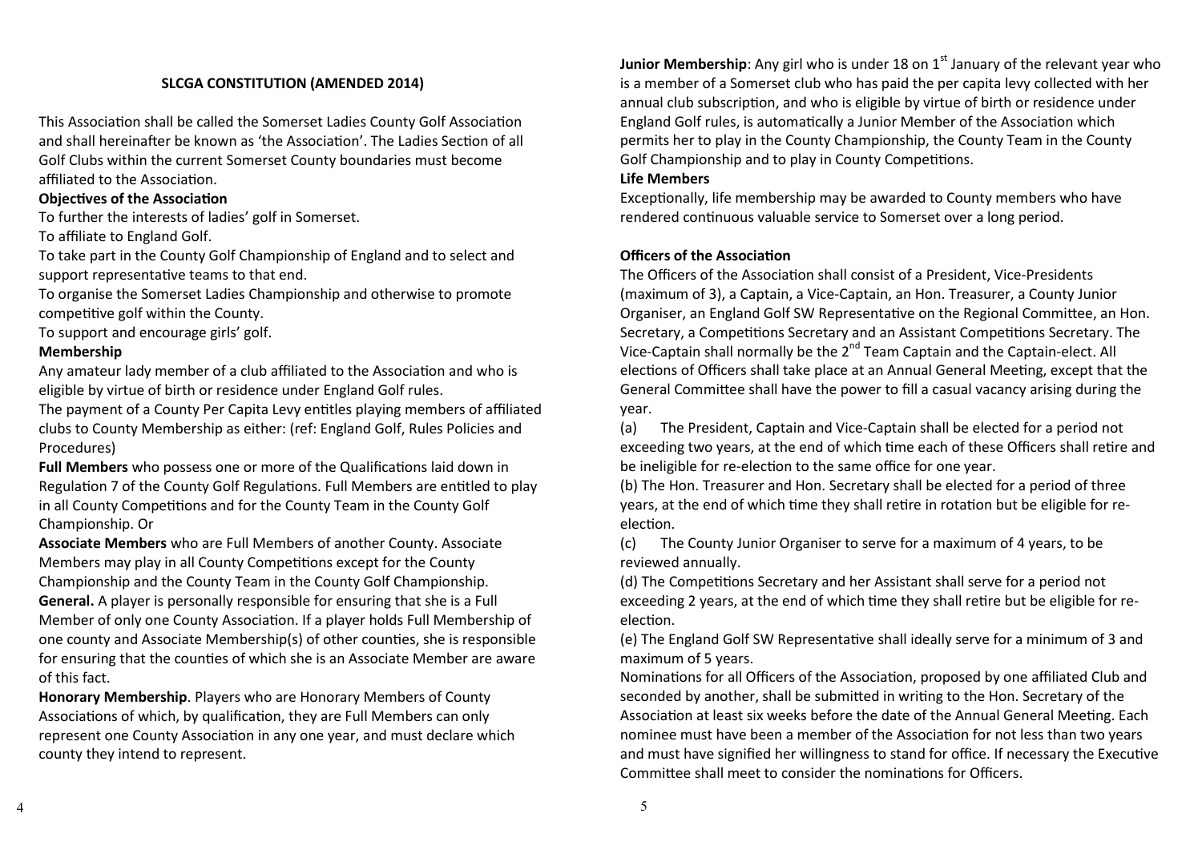## SLCGA CONSTITUTION (AMENDED 2014)

This Association shall be called the Somerset Ladies County Golf Association and shall hereinafter be known as 'the Association'. The Ladies Section of all Golf Clubs within the current Somerset County boundaries must become affiliated to the Association.

**Objectives of the Association**

To further the interests of ladies' golf in Somerset.

To affiliate to England Golf.

To take part in the County Golf Championship of England and to select and support representative teams to that end.

To organise the Somerset Ladies Championship and otherwise to promote competitive golf within the County.

To support and encourage girls' golf.

**Membership**

Any amateur lady member of a club affiliated to the Association and who is eligible by virtue of birth or residence under England Golf rules.

The payment of a County Per Capita Levy entitles playing members of affiliated clubs to County Membership as either: (ref: England Golf, Rules Policies and Procedures)

**Full Members** who possess one or more of the Qualifications laid down in Regulation 7 of the County Golf Regulations. Full Members are entitled to play in all County Competitions and for the County Team in the County Golf Championship. Or

**Associate Members** who are Full Members of another County. Associate Members may play in all County Competitions except for the County Championship and the County Team in the County Golf Championship.

**General.** A player is personally responsible for ensuring that she is a Full Member of only one County Association. If a player holds Full Membership of one county and Associate Membership(s) of other counties, she is responsible for ensuring that the counties of which she is an Associate Member are aware of this fact.

**Honorary Membership**. Players who are Honorary Members of County Associations of which, by qualification, they are Full Members can only represent one County Association in any one year, and must declare which county they intend to represent.

**Junior Membership**: Any girl who is under 18 on 1st January of the relevant year who is a member of a Somerset club who has paid the per capita levy collected with her annual club subscription, and who is eligible by virtue of birth or residence under England Golf rules, is automatically a Junior Member of the Association which permits her to play in the County Championship, the County Team in the County Golf Championship and to play in County Competitions.

**Life Members**

Exceptionally, life membership may be awarded to County members who have rendered continuous valuable service to Somerset over a long period.

**Officers of the Association**

The Officers of the Association shall consist of a President, Vice-Presidents (maximum of 3), a Captain, a Vice-Captain, an Hon. Treasurer, a County Junior Organiser, an England Golf SW Representative on the Regional Committee, an Hon. Secretary, a Competitions Secretary and an Assistant Competitions Secretary. The Vice-Captain shall normally be the 2nd Team Captain and the Captain-elect. All elections of Officers shall take place at an Annual General Meeting, except that the General Committee shall have the power to fill a casual vacancy arising during the year.

(a) The President, Captain and Vice-Captain shall be elected for a period not exceeding two years, at the end of which time each of these Officers shall retire and be ineligible for re-election to the same office for one year.

(b) The Hon. Treasurer and Hon. Secretary shall be elected for a period of three years, at the end of which time they shall retire in rotation but be eligible for re-election.

(c) The County Junior Organiser to serve for a maximum of 4 years, to be reviewed annually.

(d) The Competitions Secretary and her Assistant shall serve for a period not exceeding 2 years, at the end of which time they shall retire but be eligible for re-election.

(e) The England Golf SW Representative shall ideally serve for a minimum of 3 and maximum of 5 years.

Nominations for all Officers of the Association, proposed by one affiliated Club and seconded by another, shall be submitted in writing to the Hon. Secretary of the Association at least six weeks before the date of the Annual General Meeting. Each nominee must have been a member of the Association for not less than two years and must have signified her willingness to stand for office. If necessary the Executive Committee shall meet to consider the nominations for Officers.